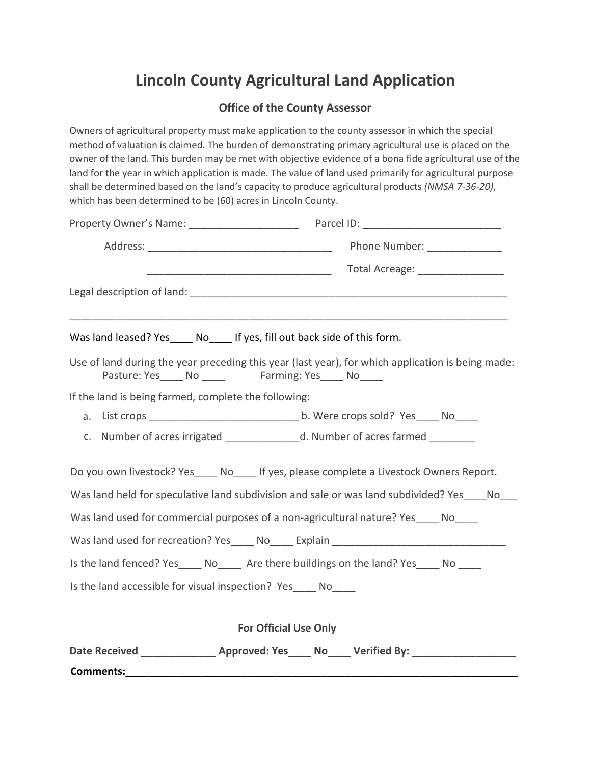# Lincoln County Agricultural Land Application

### Office of the County Assessor

Owners of agricultural property must make application to the county assessor in which the special method of valuation is claimed. The burden of demonstrating primary agricultural use is placed on the owner of the land. This burden may be met with objective evidence of a bona fide agricultural use of the land for the year in which application is made. The value of land used primarily for agricultural purpose shall be determined based on the land's capacity to produce agricultural products *(NMSA 7-36-20)*, which has been determined to be (60) acres in Lincoln County.

Property Owner's Name: ___________________ Parcel ID: ________________________

Address: ________________________________ Phone Number: _____________

________________________________ Total Acreage: _______________

Legal description of land: _________________________________________________________

______________________________________________________________________________

Was land leased? Yes____ No____ If yes, fill out back side of this form.

Use of land during the year preceding this year (last year), for which application is being made:
Pasture: Yes____ No ____ Farming: Yes____ No____

If the land is being farmed, complete the following:

a. List crops __________________________ b. Were crops sold? Yes____ No____
c. Number of acres irrigated _____________ d. Number of acres farmed ________

Do you own livestock? Yes____ No____ If yes, please complete a Livestock Owners Report.

Was land held for speculative land subdivision and sale or was land subdivided? Yes____No___

Was land used for commercial purposes of a non-agricultural nature? Yes____ No____

Was land used for recreation? Yes____ No____ Explain ______________________________

Is the land fenced? Yes____ No____ Are there buildings on the land? Yes____ No ____

Is the land accessible for visual inspection? Yes____ No____

**For Official Use Only**

**Date Received _____________ Approved: Yes____ No____ Verified By: __________________**

**Comments:___________________________________________________________________**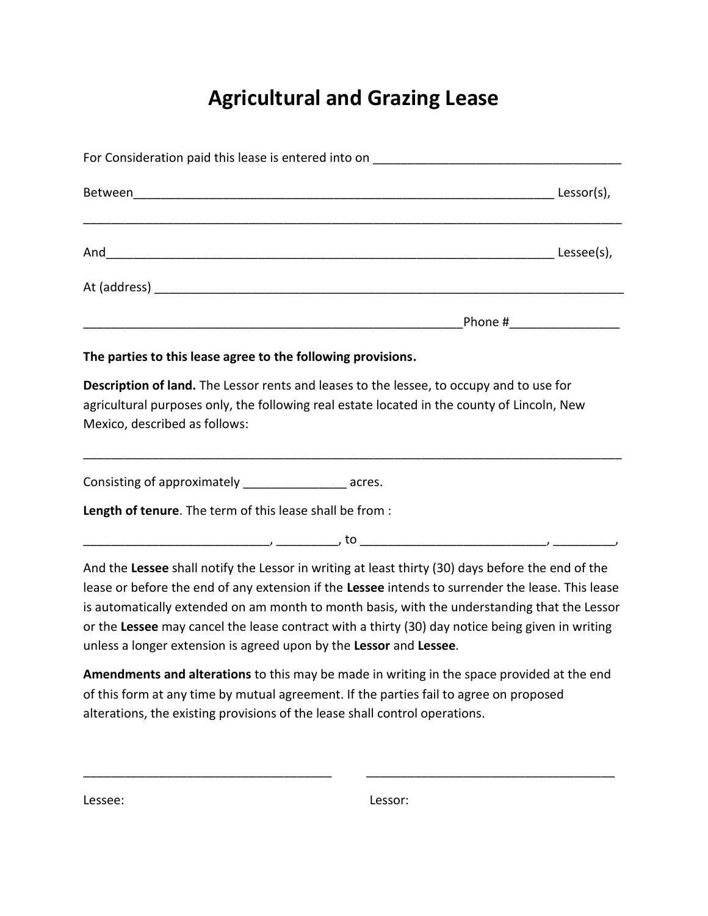# Agricultural and Grazing Lease

For Consideration paid this lease is entered into on ___________________________________

Between_____________________________________________________________ Lessor(s),

_____________________________________________________________________________

And_________________________________________________________________ Lessee(s),

At (address) __________________________________________________________________

______________________________________________________Phone #_______________

**The parties to this lease agree to the following provisions.**

**Description of land.** The Lessor rents and leases to the lessee, to occupy and to use for agricultural purposes only, the following real estate located in the county of Lincoln, New Mexico, described as follows:

_____________________________________________________________________________

Consisting of approximately _______________ acres.

**Length of tenure**. The term of this lease shall be from :

___________________________, _________, to ___________________________, _________,

And the **Lessee** shall notify the Lessor in writing at least thirty (30) days before the end of the lease or before the end of any extension if the **Lessee** intends to surrender the lease. This lease is automatically extended on am month to month basis, with the understanding that the Lessor or the **Lessee** may cancel the lease contract with a thirty (30) day notice being given in writing unless a longer extension is agreed upon by the **Lessor** and **Lessee**.

**Amendments and alterations** to this may be made in writing in the space provided at the end of this form at any time by mutual agreement. If the parties fail to agree on proposed alterations, the existing provisions of the lease shall control operations.

____________________________________ ____________________________________

Lessee: Lessor: